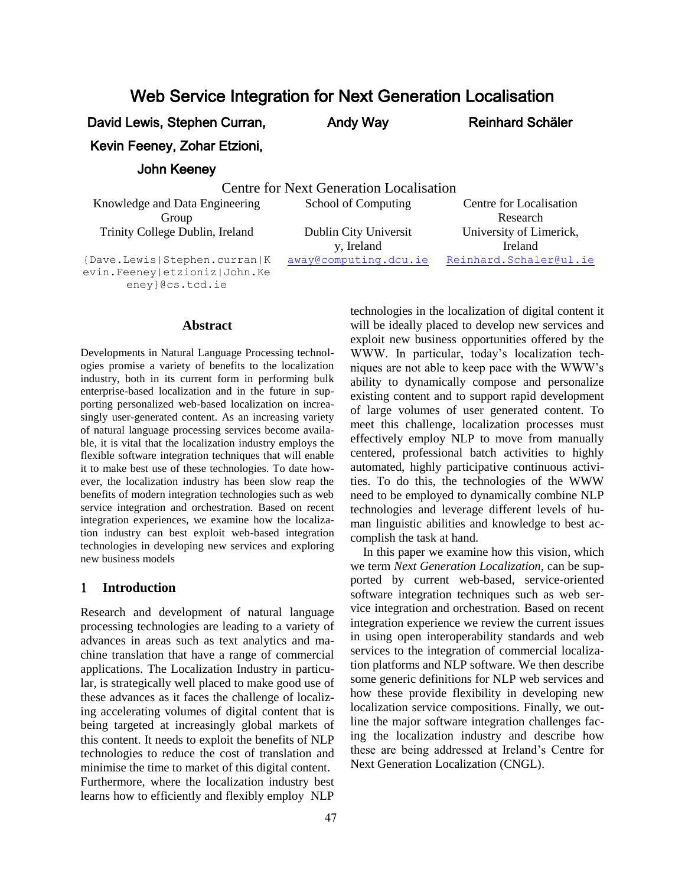# Web Service Integration for Next Generation Localisation

**David Lewis, Stephen Curran, Kevin Feeney, Zohar Etzioni, John Keeney**

**Andy Way**

**Reinhard Schäler**

Centre for Next Generation Localisation

Knowledge and Data Engineering Group
Trinity College Dublin, Ireland
{Dave.Lewis|Stephen.curran|Kevin.Feeney|etzioniz|John.Keeney}@cs.tcd.ie

School of Computing
Dublin City University, Ireland
away@computing.dcu.ie

Centre for Localisation Research
University of Limerick, Ireland
Reinhard.Schaler@ul.ie

## Abstract

Developments in Natural Language Processing technologies promise a variety of benefits to the localization industry, both in its current form in performing bulk enterprise-based localization and in the future in supporting personalized web-based localization on increasingly user-generated content. As an increasing variety of natural language processing services become available, it is vital that the localization industry employs the flexible software integration techniques that will enable it to make best use of these technologies. To date however, the localization industry has been slow reap the benefits of modern integration technologies such as web service integration and orchestration. Based on recent integration experiences, we examine how the localization industry can best exploit web-based integration technologies in developing new services and exploring new business models

## 1 Introduction

Research and development of natural language processing technologies are leading to a variety of advances in areas such as text analytics and machine translation that have a range of commercial applications. The Localization Industry in particular, is strategically well placed to make good use of these advances as it faces the challenge of localizing accelerating volumes of digital content that is being targeted at increasingly global markets of this content. It needs to exploit the benefits of NLP technologies to reduce the cost of translation and minimise the time to market of this digital content. Furthermore, where the localization industry best learns how to efficiently and flexibly employ NLP technologies in the localization of digital content it will be ideally placed to develop new services and exploit new business opportunities offered by the WWW. In particular, today's localization techniques are not able to keep pace with the WWW's ability to dynamically compose and personalize existing content and to support rapid development of large volumes of user generated content. To meet this challenge, localization processes must effectively employ NLP to move from manually centered, professional batch activities to highly automated, highly participative continuous activities. To do this, the technologies of the WWW need to be employed to dynamically combine NLP technologies and leverage different levels of human linguistic abilities and knowledge to best accomplish the task at hand.

In this paper we examine how this vision, which we term *Next Generation Localization*, can be supported by current web-based, service-oriented software integration techniques such as web service integration and orchestration. Based on recent integration experience we review the current issues in using open interoperability standards and web services to the integration of commercial localization platforms and NLP software. We then describe some generic definitions for NLP web services and how these provide flexibility in developing new localization service compositions. Finally, we outline the major software integration challenges facing the localization industry and describe how these are being addressed at Ireland's Centre for Next Generation Localization (CNGL).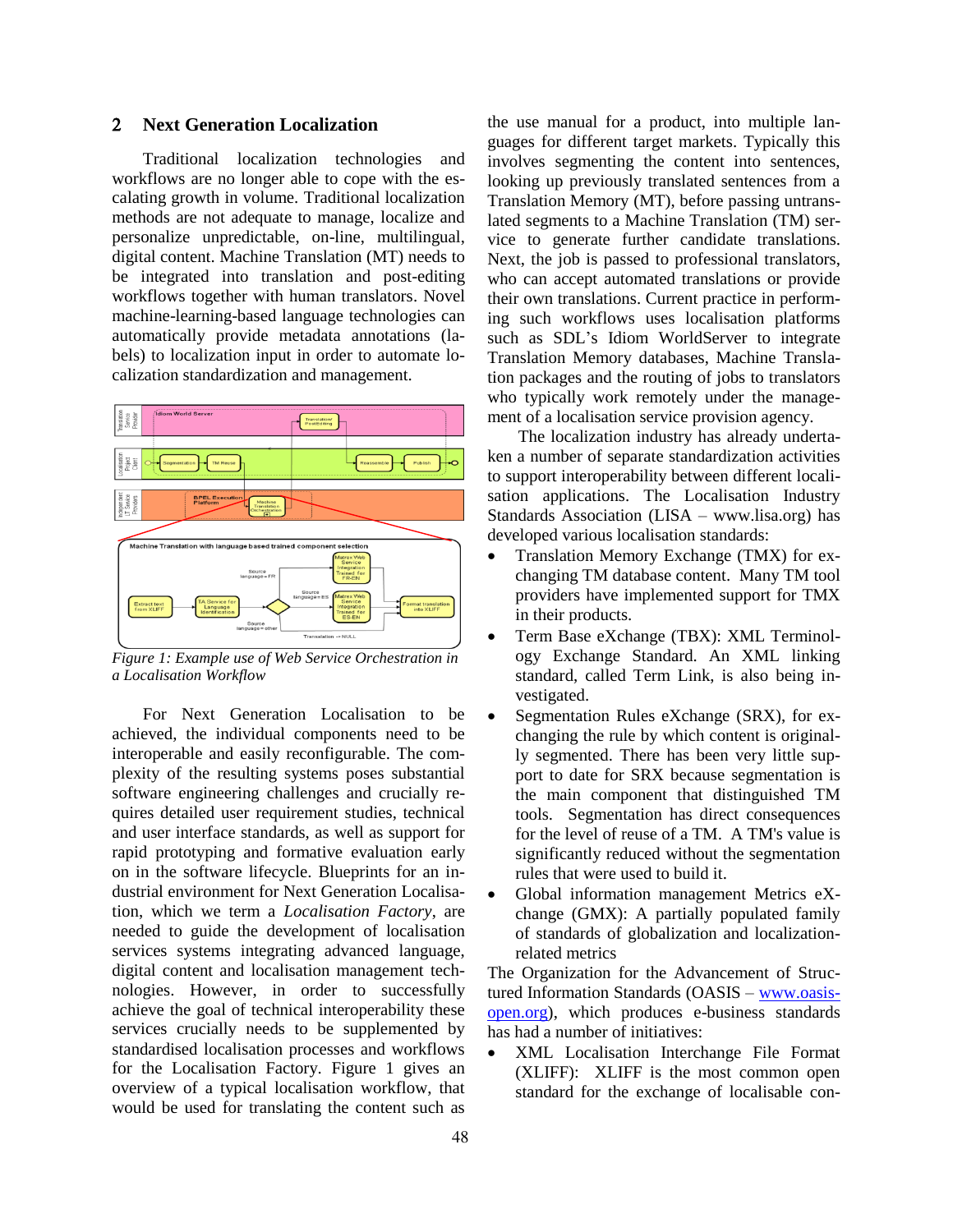## 2 Next Generation Localization

Traditional localization technologies and workflows are no longer able to cope with the escalating growth in volume. Traditional localization methods are not adequate to manage, localize and personalize unpredictable, on-line, multilingual, digital content. Machine Translation (MT) needs to be integrated into translation and post-editing workflows together with human translators. Novel machine-learning-based language technologies can automatically provide metadata annotations (labels) to localization input in order to automate localization standardization and management.

*Figure 1: Example use of Web Service Orchestration in a Localisation Workflow*

For Next Generation Localisation to be achieved, the individual components need to be interoperable and easily reconfigurable. The complexity of the resulting systems poses substantial software engineering challenges and crucially requires detailed user requirement studies, technical and user interface standards, as well as support for rapid prototyping and formative evaluation early on in the software lifecycle. Blueprints for an industrial environment for Next Generation Localisation, which we term a *Localisation Factory*, are needed to guide the development of localisation services systems integrating advanced language, digital content and localisation management technologies. However, in order to successfully achieve the goal of technical interoperability these services crucially needs to be supplemented by standardised localisation processes and workflows for the Localisation Factory. Figure 1 gives an overview of a typical localisation workflow, that would be used for translating the content such as the use manual for a product, into multiple languages for different target markets. Typically this involves segmenting the content into sentences, looking up previously translated sentences from a Translation Memory (MT), before passing untranslated segments to a Machine Translation (TM) service to generate further candidate translations. Next, the job is passed to professional translators, who can accept automated translations or provide their own translations. Current practice in performing such workflows uses localisation platforms such as SDL's Idiom WorldServer to integrate Translation Memory databases, Machine Translation packages and the routing of jobs to translators who typically work remotely under the management of a localisation service provision agency.

The localization industry has already undertaken a number of separate standardization activities to support interoperability between different localisation applications. The Localisation Industry Standards Association (LISA – www.lisa.org) has developed various localisation standards:

- Translation Memory Exchange (TMX) for exchanging TM database content. Many TM tool providers have implemented support for TMX in their products.
- Term Base eXchange (TBX): XML Terminology Exchange Standard. An XML linking standard, called Term Link, is also being investigated.
- Segmentation Rules eXchange (SRX), for exchanging the rule by which content is originally segmented. There has been very little support to date for SRX because segmentation is the main component that distinguished TM tools. Segmentation has direct consequences for the level of reuse of a TM. A TM's value is significantly reduced without the segmentation rules that were used to build it.
- Global information management Metrics eXchange (GMX): A partially populated family of standards of globalization and localization-related metrics

The Organization for the Advancement of Structured Information Standards (OASIS – www.oasis-open.org), which produces e-business standards has had a number of initiatives:

- XML Localisation Interchange File Format (XLIFF): XLIFF is the most common open standard for the exchange of localisable con-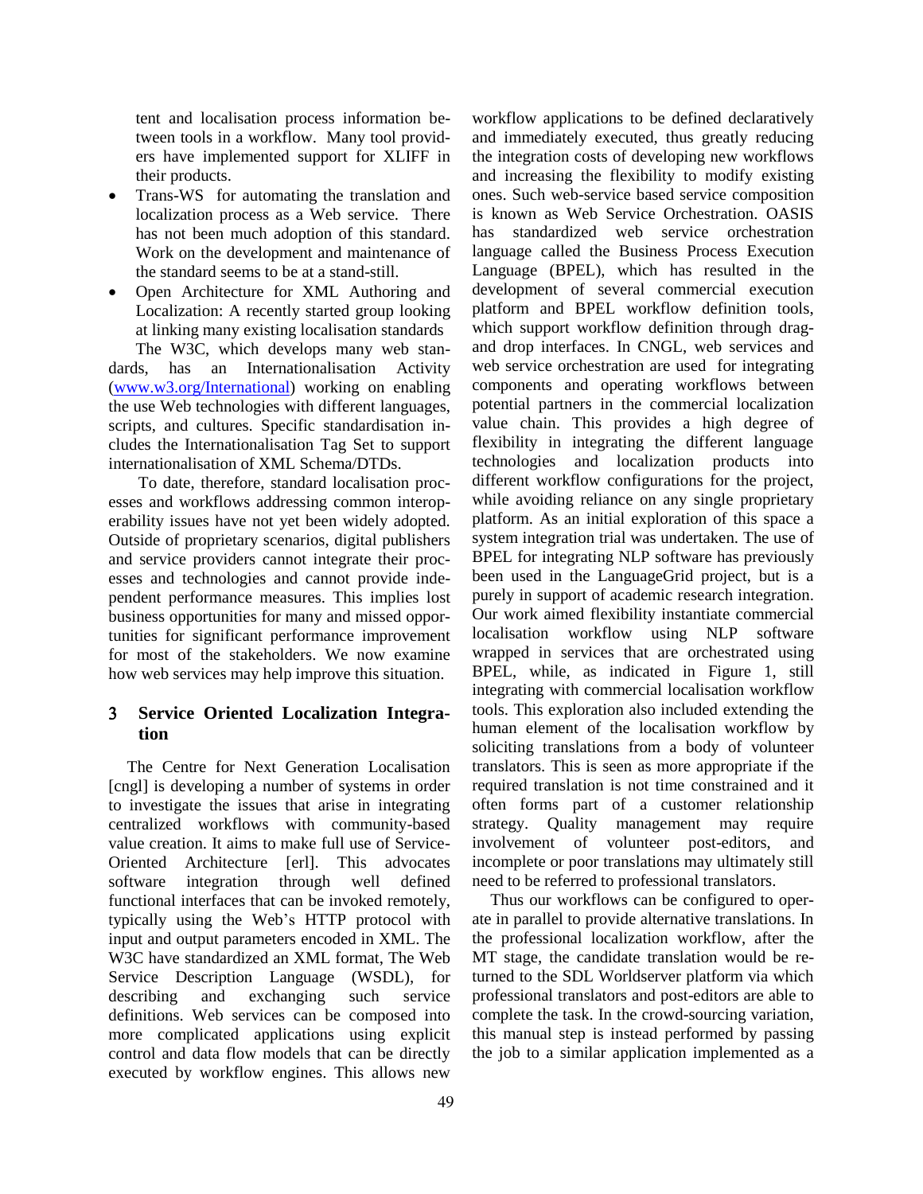tent and localisation process information between tools in a workflow. Many tool providers have implemented support for XLIFF in their products.

- Trans-WS for automating the translation and localization process as a Web service. There has not been much adoption of this standard. Work on the development and maintenance of the standard seems to be at a stand-still.
- Open Architecture for XML Authoring and Localization: A recently started group looking at linking many existing localisation standards

The W3C, which develops many web standards, has an Internationalisation Activity (www.w3.org/International) working on enabling the use Web technologies with different languages, scripts, and cultures. Specific standardisation includes the Internationalisation Tag Set to support internationalisation of XML Schema/DTDs.

To date, therefore, standard localisation processes and workflows addressing common interoperability issues have not yet been widely adopted. Outside of proprietary scenarios, digital publishers and service providers cannot integrate their processes and technologies and cannot provide independent performance measures. This implies lost business opportunities for many and missed opportunities for significant performance improvement for most of the stakeholders. We now examine how web services may help improve this situation.

## 3 Service Oriented Localization Integration

The Centre for Next Generation Localisation [cngl] is developing a number of systems in order to investigate the issues that arise in integrating centralized workflows with community-based value creation. It aims to make full use of Service-Oriented Architecture [erl]. This advocates software integration through well defined functional interfaces that can be invoked remotely, typically using the Web's HTTP protocol with input and output parameters encoded in XML. The W3C have standardized an XML format, The Web Service Description Language (WSDL), for describing and exchanging such service definitions. Web services can be composed into more complicated applications using explicit control and data flow models that can be directly executed by workflow engines. This allows new workflow applications to be defined declaratively and immediately executed, thus greatly reducing the integration costs of developing new workflows and increasing the flexibility to modify existing ones. Such web-service based service composition is known as Web Service Orchestration. OASIS has standardized web service orchestration language called the Business Process Execution Language (BPEL), which has resulted in the development of several commercial execution platform and BPEL workflow definition tools, which support workflow definition through drag-and drop interfaces. In CNGL, web services and web service orchestration are used for integrating components and operating workflows between potential partners in the commercial localization value chain. This provides a high degree of flexibility in integrating the different language technologies and localization products into different workflow configurations for the project, while avoiding reliance on any single proprietary platform. As an initial exploration of this space a system integration trial was undertaken. The use of BPEL for integrating NLP software has previously been used in the LanguageGrid project, but is a purely in support of academic research integration. Our work aimed flexibility instantiate commercial localisation workflow using NLP software wrapped in services that are orchestrated using BPEL, while, as indicated in Figure 1, still integrating with commercial localisation workflow tools. This exploration also included extending the human element of the localisation workflow by soliciting translations from a body of volunteer translators. This is seen as more appropriate if the required translation is not time constrained and it often forms part of a customer relationship strategy. Quality management may require involvement of volunteer post-editors, and incomplete or poor translations may ultimately still need to be referred to professional translators.

Thus our workflows can be configured to operate in parallel to provide alternative translations. In the professional localization workflow, after the MT stage, the candidate translation would be returned to the SDL Worldserver platform via which professional translators and post-editors are able to complete the task. In the crowd-sourcing variation, this manual step is instead performed by passing the job to a similar application implemented as a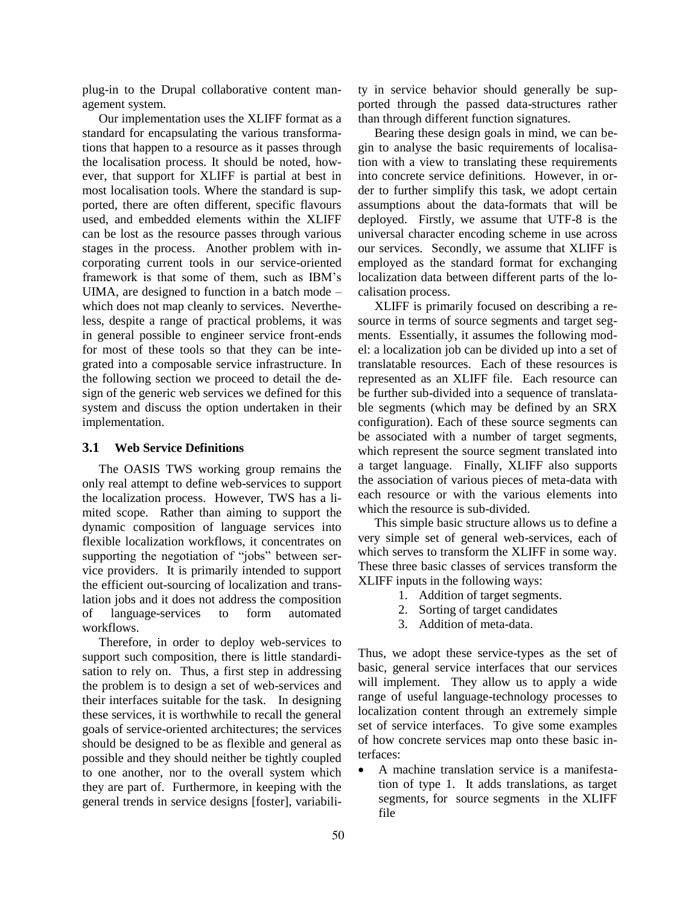plug-in to the Drupal collaborative content management system.

Our implementation uses the XLIFF format as a standard for encapsulating the various transformations that happen to a resource as it passes through the localisation process. It should be noted, however, that support for XLIFF is partial at best in most localisation tools. Where the standard is supported, there are often different, specific flavours used, and embedded elements within the XLIFF can be lost as the resource passes through various stages in the process. Another problem with incorporating current tools in our service-oriented framework is that some of them, such as IBM's UIMA, are designed to function in a batch mode – which does not map cleanly to services. Nevertheless, despite a range of practical problems, it was in general possible to engineer service front-ends for most of these tools so that they can be integrated into a composable service infrastructure. In the following section we proceed to detail the design of the generic web services we defined for this system and discuss the option undertaken in their implementation.

### 3.1 Web Service Definitions

The OASIS TWS working group remains the only real attempt to define web-services to support the localization process. However, TWS has a limited scope. Rather than aiming to support the dynamic composition of language services into flexible localization workflows, it concentrates on supporting the negotiation of "jobs" between service providers. It is primarily intended to support the efficient out-sourcing of localization and translation jobs and it does not address the composition of language-services to form automated workflows.

Therefore, in order to deploy web-services to support such composition, there is little standardisation to rely on. Thus, a first step in addressing the problem is to design a set of web-services and their interfaces suitable for the task. In designing these services, it is worthwhile to recall the general goals of service-oriented architectures; the services should be designed to be as flexible and general as possible and they should neither be tightly coupled to one another, nor to the overall system which they are part of. Furthermore, in keeping with the general trends in service designs [foster], variability in service behavior should generally be supported through the passed data-structures rather than through different function signatures.

Bearing these design goals in mind, we can begin to analyse the basic requirements of localisation with a view to translating these requirements into concrete service definitions. However, in order to further simplify this task, we adopt certain assumptions about the data-formats that will be deployed. Firstly, we assume that UTF-8 is the universal character encoding scheme in use across our services. Secondly, we assume that XLIFF is employed as the standard format for exchanging localization data between different parts of the localisation process.

XLIFF is primarily focused on describing a resource in terms of source segments and target segments. Essentially, it assumes the following model: a localization job can be divided up into a set of translatable resources. Each of these resources is represented as an XLIFF file. Each resource can be further sub-divided into a sequence of translatable segments (which may be defined by an SRX configuration). Each of these source segments can be associated with a number of target segments, which represent the source segment translated into a target language. Finally, XLIFF also supports the association of various pieces of meta-data with each resource or with the various elements into which the resource is sub-divided.

This simple basic structure allows us to define a very simple set of general web-services, each of which serves to transform the XLIFF in some way. These three basic classes of services transform the XLIFF inputs in the following ways:

1. Addition of target segments.
2. Sorting of target candidates
3. Addition of meta-data.

Thus, we adopt these service-types as the set of basic, general service interfaces that our services will implement. They allow us to apply a wide range of useful language-technology processes to localization content through an extremely simple set of service interfaces. To give some examples of how concrete services map onto these basic interfaces:

- A machine translation service is a manifestation of type 1. It adds translations, as target segments, for source segments in the XLIFF file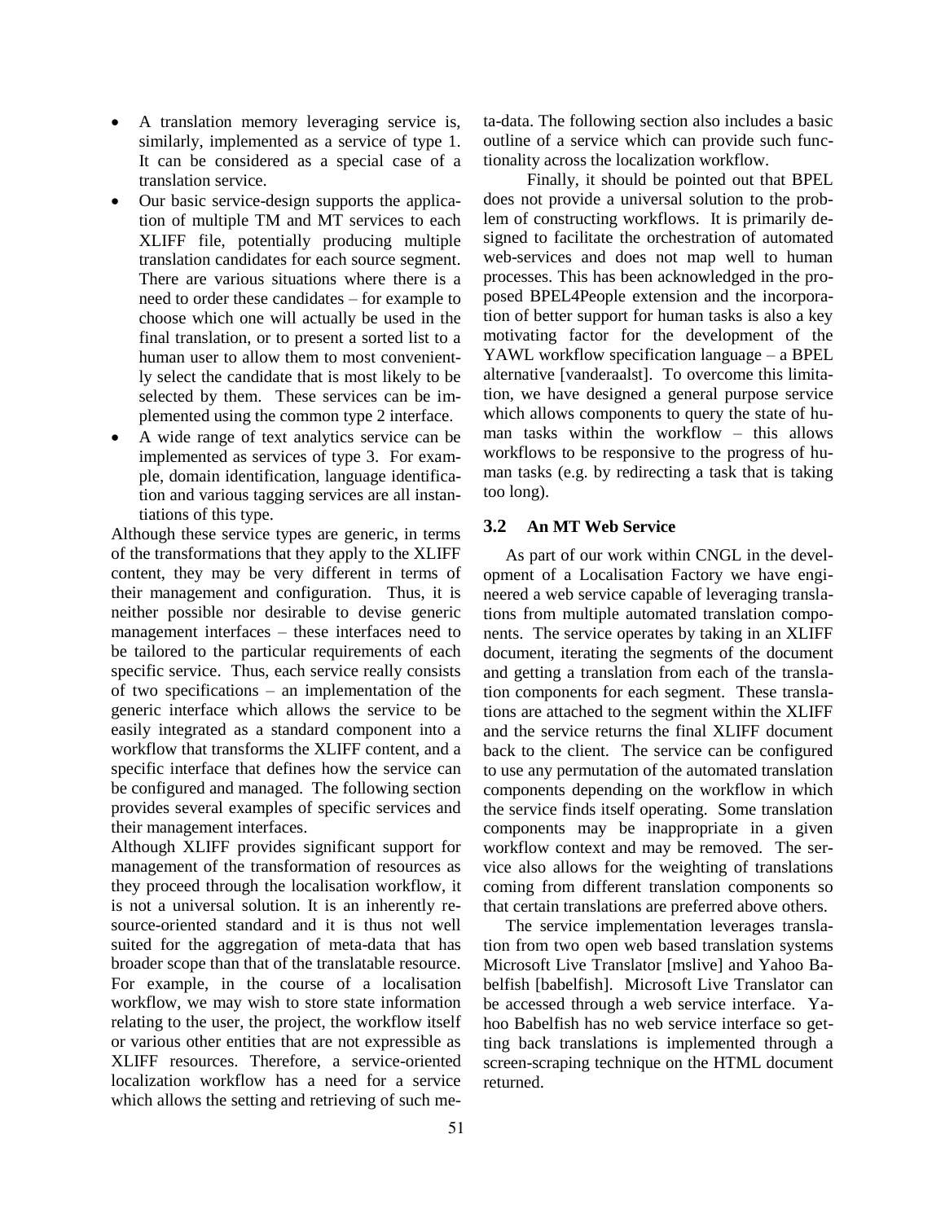- A translation memory leveraging service is, similarly, implemented as a service of type 1. It can be considered as a special case of a translation service.
- Our basic service-design supports the application of multiple TM and MT services to each XLIFF file, potentially producing multiple translation candidates for each source segment. There are various situations where there is a need to order these candidates – for example to choose which one will actually be used in the final translation, or to present a sorted list to a human user to allow them to most conveniently select the candidate that is most likely to be selected by them. These services can be implemented using the common type 2 interface.
- A wide range of text analytics service can be implemented as services of type 3. For example, domain identification, language identification and various tagging services are all instantiations of this type.

Although these service types are generic, in terms of the transformations that they apply to the XLIFF content, they may be very different in terms of their management and configuration. Thus, it is neither possible nor desirable to devise generic management interfaces – these interfaces need to be tailored to the particular requirements of each specific service. Thus, each service really consists of two specifications – an implementation of the generic interface which allows the service to be easily integrated as a standard component into a workflow that transforms the XLIFF content, and a specific interface that defines how the service can be configured and managed. The following section provides several examples of specific services and their management interfaces.

Although XLIFF provides significant support for management of the transformation of resources as they proceed through the localisation workflow, it is not a universal solution. It is an inherently resource-oriented standard and it is thus not well suited for the aggregation of meta-data that has broader scope than that of the translatable resource. For example, in the course of a localisation workflow, we may wish to store state information relating to the user, the project, the workflow itself or various other entities that are not expressible as XLIFF resources. Therefore, a service-oriented localization workflow has a need for a service which allows the setting and retrieving of such meta-data. The following section also includes a basic outline of a service which can provide such functionality across the localization workflow.

Finally, it should be pointed out that BPEL does not provide a universal solution to the problem of constructing workflows. It is primarily designed to facilitate the orchestration of automated web-services and does not map well to human processes. This has been acknowledged in the proposed BPEL4People extension and the incorporation of better support for human tasks is also a key motivating factor for the development of the YAWL workflow specification language – a BPEL alternative [vanderaalst]. To overcome this limitation, we have designed a general purpose service which allows components to query the state of human tasks within the workflow – this allows workflows to be responsive to the progress of human tasks (e.g. by redirecting a task that is taking too long).

### 3.2 An MT Web Service

As part of our work within CNGL in the development of a Localisation Factory we have engineered a web service capable of leveraging translations from multiple automated translation components. The service operates by taking in an XLIFF document, iterating the segments of the document and getting a translation from each of the translation components for each segment. These translations are attached to the segment within the XLIFF and the service returns the final XLIFF document back to the client. The service can be configured to use any permutation of the automated translation components depending on the workflow in which the service finds itself operating. Some translation components may be inappropriate in a given workflow context and may be removed. The service also allows for the weighting of translations coming from different translation components so that certain translations are preferred above others.

The service implementation leverages translation from two open web based translation systems Microsoft Live Translator [mslive] and Yahoo Babelfish [babelfish]. Microsoft Live Translator can be accessed through a web service interface. Yahoo Babelfish has no web service interface so getting back translations is implemented through a screen-scraping technique on the HTML document returned.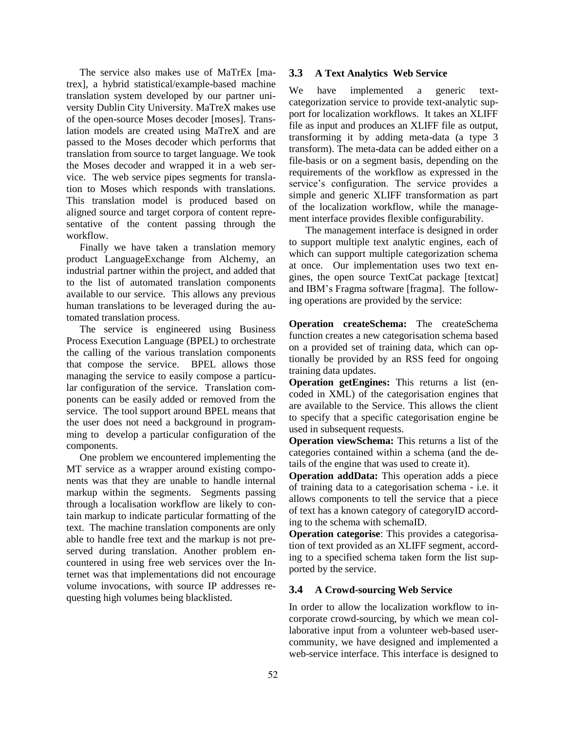The service also makes use of MaTrEx [matrex], a hybrid statistical/example-based machine translation system developed by our partner university Dublin City University. MaTreX makes use of the open-source Moses decoder [moses]. Translation models are created using MaTreX and are passed to the Moses decoder which performs that translation from source to target language. We took the Moses decoder and wrapped it in a web service. The web service pipes segments for translation to Moses which responds with translations. This translation model is produced based on aligned source and target corpora of content representative of the content passing through the workflow.

Finally we have taken a translation memory product LanguageExchange from Alchemy, an industrial partner within the project, and added that to the list of automated translation components available to our service. This allows any previous human translations to be leveraged during the automated translation process.

The service is engineered using Business Process Execution Language (BPEL) to orchestrate the calling of the various translation components that compose the service. BPEL allows those managing the service to easily compose a particular configuration of the service. Translation components can be easily added or removed from the service. The tool support around BPEL means that the user does not need a background in programming to develop a particular configuration of the components.

One problem we encountered implementing the MT service as a wrapper around existing components was that they are unable to handle internal markup within the segments. Segments passing through a localisation workflow are likely to contain markup to indicate particular formatting of the text. The machine translation components are only able to handle free text and the markup is not preserved during translation. Another problem encountered in using free web services over the Internet was that implementations did not encourage volume invocations, with source IP addresses requesting high volumes being blacklisted.

### 3.3 A Text Analytics Web Service

We have implemented a generic text-categorization service to provide text-analytic support for localization workflows. It takes an XLIFF file as input and produces an XLIFF file as output, transforming it by adding meta-data (a type 3 transform). The meta-data can be added either on a file-basis or on a segment basis, depending on the requirements of the workflow as expressed in the service's configuration. The service provides a simple and generic XLIFF transformation as part of the localization workflow, while the management interface provides flexible configurability.

The management interface is designed in order to support multiple text analytic engines, each of which can support multiple categorization schema at once. Our implementation uses two text engines, the open source TextCat package [textcat] and IBM's Fragma software [fragma]. The following operations are provided by the service:

**Operation createSchema:** The createSchema function creates a new categorisation schema based on a provided set of training data, which can optionally be provided by an RSS feed for ongoing training data updates.

**Operation getEngines:** This returns a list (encoded in XML) of the categorisation engines that are available to the Service. This allows the client to specify that a specific categorisation engine be used in subsequent requests.

**Operation viewSchema:** This returns a list of the categories contained within a schema (and the details of the engine that was used to create it).

**Operation addData:** This operation adds a piece of training data to a categorisation schema - i.e. it allows components to tell the service that a piece of text has a known category of categoryID according to the schema with schemaID.

**Operation categorise**: This provides a categorisation of text provided as an XLIFF segment, according to a specified schema taken form the list supported by the service.

### 3.4 A Crowd-sourcing Web Service

In order to allow the localization workflow to incorporate crowd-sourcing, by which we mean collaborative input from a volunteer web-based user-community, we have designed and implemented a web-service interface. This interface is designed to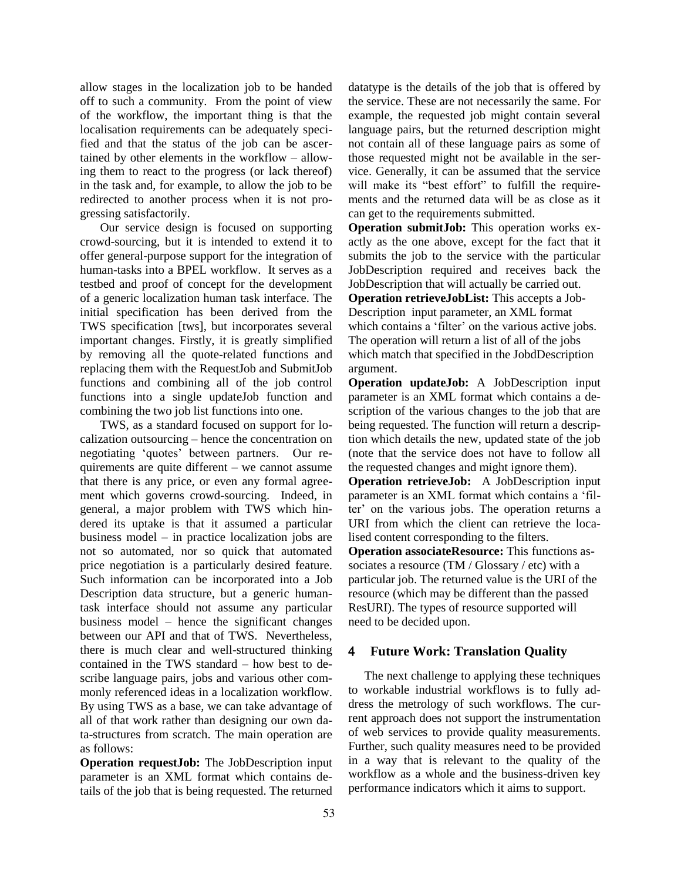allow stages in the localization job to be handed off to such a community. From the point of view of the workflow, the important thing is that the localisation requirements can be adequately specified and that the status of the job can be ascertained by other elements in the workflow – allowing them to react to the progress (or lack thereof) in the task and, for example, to allow the job to be redirected to another process when it is not progressing satisfactorily.

Our service design is focused on supporting crowd-sourcing, but it is intended to extend it to offer general-purpose support for the integration of human-tasks into a BPEL workflow. It serves as a testbed and proof of concept for the development of a generic localization human task interface. The initial specification has been derived from the TWS specification [tws], but incorporates several important changes. Firstly, it is greatly simplified by removing all the quote-related functions and replacing them with the RequestJob and SubmitJob functions and combining all of the job control functions into a single updateJob function and combining the two job list functions into one.

TWS, as a standard focused on support for localization outsourcing – hence the concentration on negotiating 'quotes' between partners. Our requirements are quite different – we cannot assume that there is any price, or even any formal agreement which governs crowd-sourcing. Indeed, in general, a major problem with TWS which hindered its uptake is that it assumed a particular business model – in practice localization jobs are not so automated, nor so quick that automated price negotiation is a particularly desired feature. Such information can be incorporated into a Job Description data structure, but a generic human-task interface should not assume any particular business model – hence the significant changes between our API and that of TWS. Nevertheless, there is much clear and well-structured thinking contained in the TWS standard – how best to describe language pairs, jobs and various other commonly referenced ideas in a localization workflow. By using TWS as a base, we can take advantage of all of that work rather than designing our own data-structures from scratch. The main operation are as follows:

**Operation requestJob:** The JobDescription input parameter is an XML format which contains details of the job that is being requested. The returned datatype is the details of the job that is offered by the service. These are not necessarily the same. For example, the requested job might contain several language pairs, but the returned description might not contain all of these language pairs as some of those requested might not be available in the service. Generally, it can be assumed that the service will make its "best effort" to fulfill the requirements and the returned data will be as close as it can get to the requirements submitted.

**Operation submitJob:** This operation works exactly as the one above, except for the fact that it submits the job to the service with the particular JobDescription required and receives back the JobDescription that will actually be carried out.

**Operation retrieveJobList:** This accepts a JobDescription input parameter, an XML format which contains a 'filter' on the various active jobs. The operation will return a list of all of the jobs which match that specified in the JobdDescription argument.

**Operation updateJob:** A JobDescription input parameter is an XML format which contains a description of the various changes to the job that are being requested. The function will return a description which details the new, updated state of the job (note that the service does not have to follow all the requested changes and might ignore them).

**Operation retrieveJob:** A JobDescription input parameter is an XML format which contains a 'filter' on the various jobs. The operation returns a URI from which the client can retrieve the localised content corresponding to the filters.

**Operation associateResource:** This functions associates a resource (TM / Glossary / etc) with a particular job. The returned value is the URI of the resource (which may be different than the passed ResURI). The types of resource supported will need to be decided upon.

## 4 Future Work: Translation Quality

The next challenge to applying these techniques to workable industrial workflows is to fully address the metrology of such workflows. The current approach does not support the instrumentation of web services to provide quality measurements. Further, such quality measures need to be provided in a way that is relevant to the quality of the workflow as a whole and the business-driven key performance indicators which it aims to support.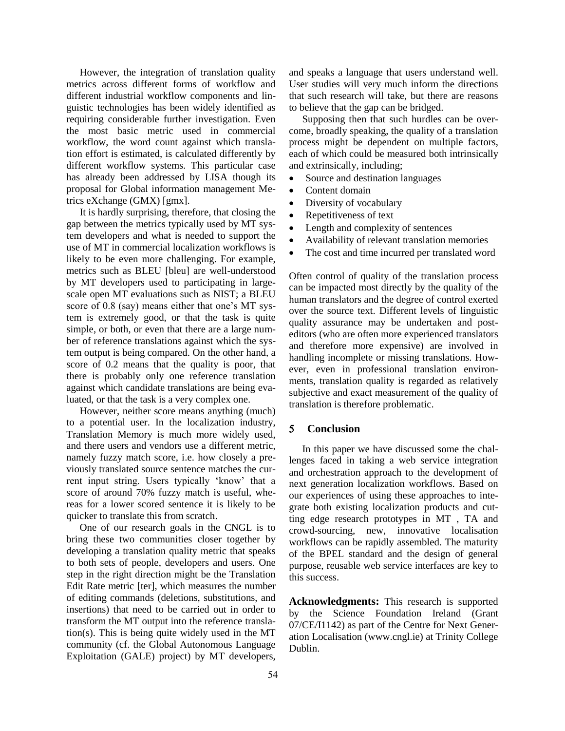However, the integration of translation quality metrics across different forms of workflow and different industrial workflow components and linguistic technologies has been widely identified as requiring considerable further investigation. Even the most basic metric used in commercial workflow, the word count against which translation effort is estimated, is calculated differently by different workflow systems. This particular case has already been addressed by LISA though its proposal for Global information management Metrics eXchange (GMX) [gmx].

It is hardly surprising, therefore, that closing the gap between the metrics typically used by MT system developers and what is needed to support the use of MT in commercial localization workflows is likely to be even more challenging. For example, metrics such as BLEU [bleu] are well-understood by MT developers used to participating in large-scale open MT evaluations such as NIST; a BLEU score of 0.8 (say) means either that one's MT system is extremely good, or that the task is quite simple, or both, or even that there are a large number of reference translations against which the system output is being compared. On the other hand, a score of 0.2 means that the quality is poor, that there is probably only one reference translation against which candidate translations are being evaluated, or that the task is a very complex one.

However, neither score means anything (much) to a potential user. In the localization industry, Translation Memory is much more widely used, and there users and vendors use a different metric, namely fuzzy match score, i.e. how closely a previously translated source sentence matches the current input string. Users typically 'know' that a score of around 70% fuzzy match is useful, whereas for a lower scored sentence it is likely to be quicker to translate this from scratch.

One of our research goals in the CNGL is to bring these two communities closer together by developing a translation quality metric that speaks to both sets of people, developers and users. One step in the right direction might be the Translation Edit Rate metric [ter], which measures the number of editing commands (deletions, substitutions, and insertions) that need to be carried out in order to transform the MT output into the reference translation(s). This is being quite widely used in the MT community (cf. the Global Autonomous Language Exploitation (GALE) project) by MT developers, and speaks a language that users understand well. User studies will very much inform the directions that such research will take, but there are reasons to believe that the gap can be bridged.

Supposing then that such hurdles can be overcome, broadly speaking, the quality of a translation process might be dependent on multiple factors, each of which could be measured both intrinsically and extrinsically, including;

- Source and destination languages
- Content domain
- Diversity of vocabulary
- Repetitiveness of text
- Length and complexity of sentences
- Availability of relevant translation memories
- The cost and time incurred per translated word

Often control of quality of the translation process can be impacted most directly by the quality of the human translators and the degree of control exerted over the source text. Different levels of linguistic quality assurance may be undertaken and post-editors (who are often more experienced translators and therefore more expensive) are involved in handling incomplete or missing translations. However, even in professional translation environments, translation quality is regarded as relatively subjective and exact measurement of the quality of translation is therefore problematic.

## 5 Conclusion

In this paper we have discussed some the challenges faced in taking a web service integration and orchestration approach to the development of next generation localization workflows. Based on our experiences of using these approaches to integrate both existing localization products and cutting edge research prototypes in MT , TA and crowd-sourcing, new, innovative localisation workflows can be rapidly assembled. The maturity of the BPEL standard and the design of general purpose, reusable web service interfaces are key to this success.

**Acknowledgments:** This research is supported by the Science Foundation Ireland (Grant 07/CE/I1142) as part of the Centre for Next Generation Localisation (www.cngl.ie) at Trinity College Dublin.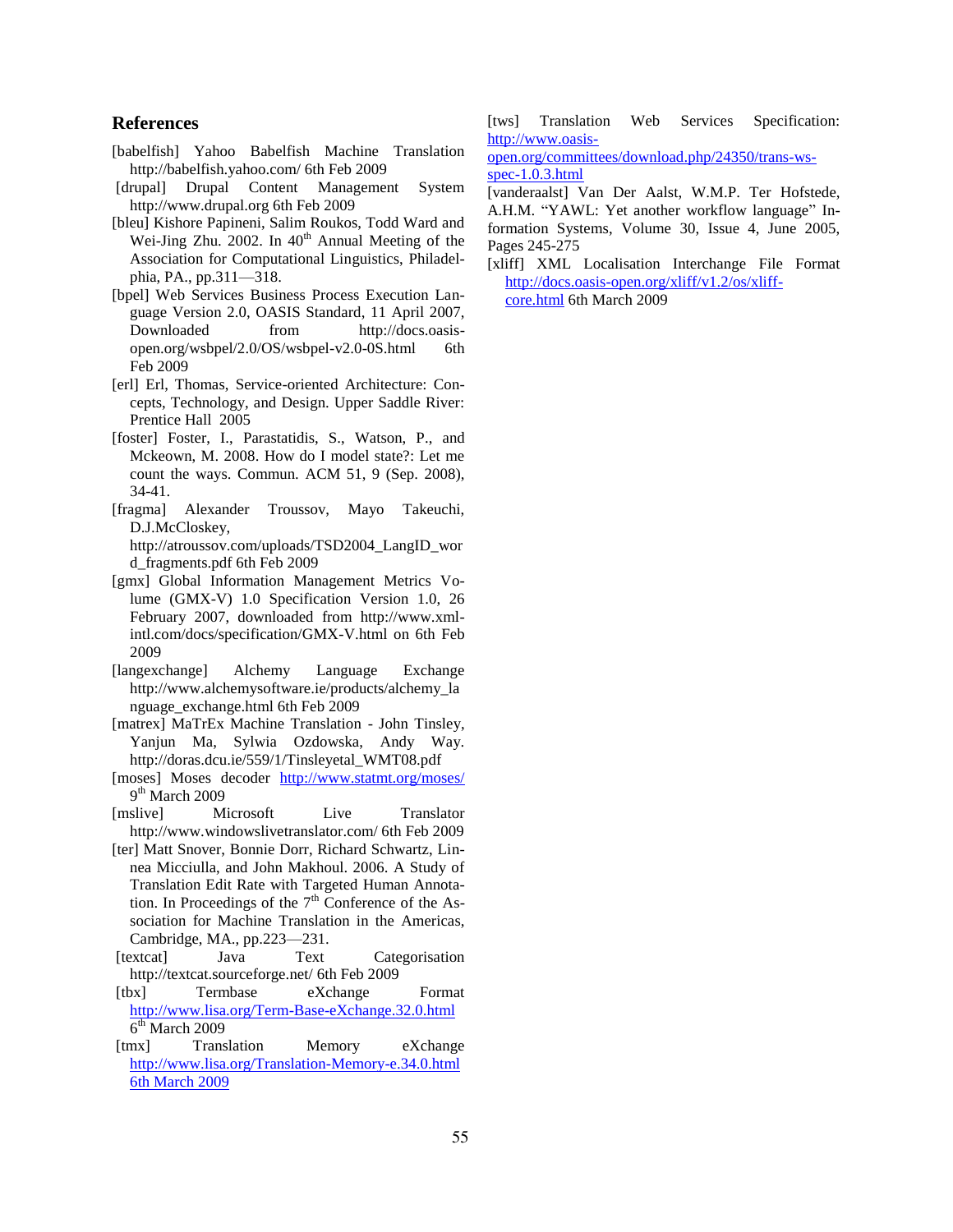## References

[babelfish] Yahoo Babelfish Machine Translation http://babelfish.yahoo.com/ 6th Feb 2009

[drupal] Drupal Content Management System http://www.drupal.org 6th Feb 2009

[bleu] Kishore Papineni, Salim Roukos, Todd Ward and Wei-Jing Zhu. 2002. In 40th Annual Meeting of the Association for Computational Linguistics, Philadelphia, PA., pp.311—318.

[bpel] Web Services Business Process Execution Language Version 2.0, OASIS Standard, 11 April 2007, Downloaded from http://docs.oasis-open.org/wsbpel/2.0/OS/wsbpel-v2.0-0S.html 6th Feb 2009

[erl] Erl, Thomas, Service-oriented Architecture: Concepts, Technology, and Design. Upper Saddle River: Prentice Hall 2005

[foster] Foster, I., Parastatidis, S., Watson, P., and Mckeown, M. 2008. How do I model state?: Let me count the ways. Commun. ACM 51, 9 (Sep. 2008), 34-41.

[fragma] Alexander Troussov, Mayo Takeuchi, D.J.McCloskey, http://atroussov.com/uploads/TSD2004_LangID_word_fragments.pdf 6th Feb 2009

[gmx] Global Information Management Metrics Volume (GMX-V) 1.0 Specification Version 1.0, 26 February 2007, downloaded from http://www.xml-intl.com/docs/specification/GMX-V.html on 6th Feb 2009

[langexchange] Alchemy Language Exchange http://www.alchemysoftware.ie/products/alchemy_language_exchange.html 6th Feb 2009

[matrex] MaTrEx Machine Translation - John Tinsley, Yanjun Ma, Sylwia Ozdowska, Andy Way. http://doras.dcu.ie/559/1/Tinsleyetal_WMT08.pdf

[moses] Moses decoder http://www.statmt.org/moses/ 9th March 2009

[mslive] Microsoft Live Translator http://www.windowslivetranslator.com/ 6th Feb 2009

[ter] Matt Snover, Bonnie Dorr, Richard Schwartz, Linnea Micciulla, and John Makhoul. 2006. A Study of Translation Edit Rate with Targeted Human Annotation. In Proceedings of the 7th Conference of the Association for Machine Translation in the Americas, Cambridge, MA., pp.223—231.

[textcat] Java Text Categorisation http://textcat.sourceforge.net/ 6th Feb 2009

[tbx] Termbase eXchange Format http://www.lisa.org/Term-Base-eXchange.32.0.html 6th March 2009

[tmx] Translation Memory eXchange http://www.lisa.org/Translation-Memory-e.34.0.html 6th March 2009

[tws] Translation Web Services Specification: http://www.oasis-open.org/committees/download.php/24350/trans-ws-spec-1.0.3.html

[vanderaalst] Van Der Aalst, W.M.P. Ter Hofstede, A.H.M. "YAWL: Yet another workflow language" Information Systems, Volume 30, Issue 4, June 2005, Pages 245-275

[xliff] XML Localisation Interchange File Format http://docs.oasis-open.org/xliff/v1.2/os/xliff-core.html 6th March 2009